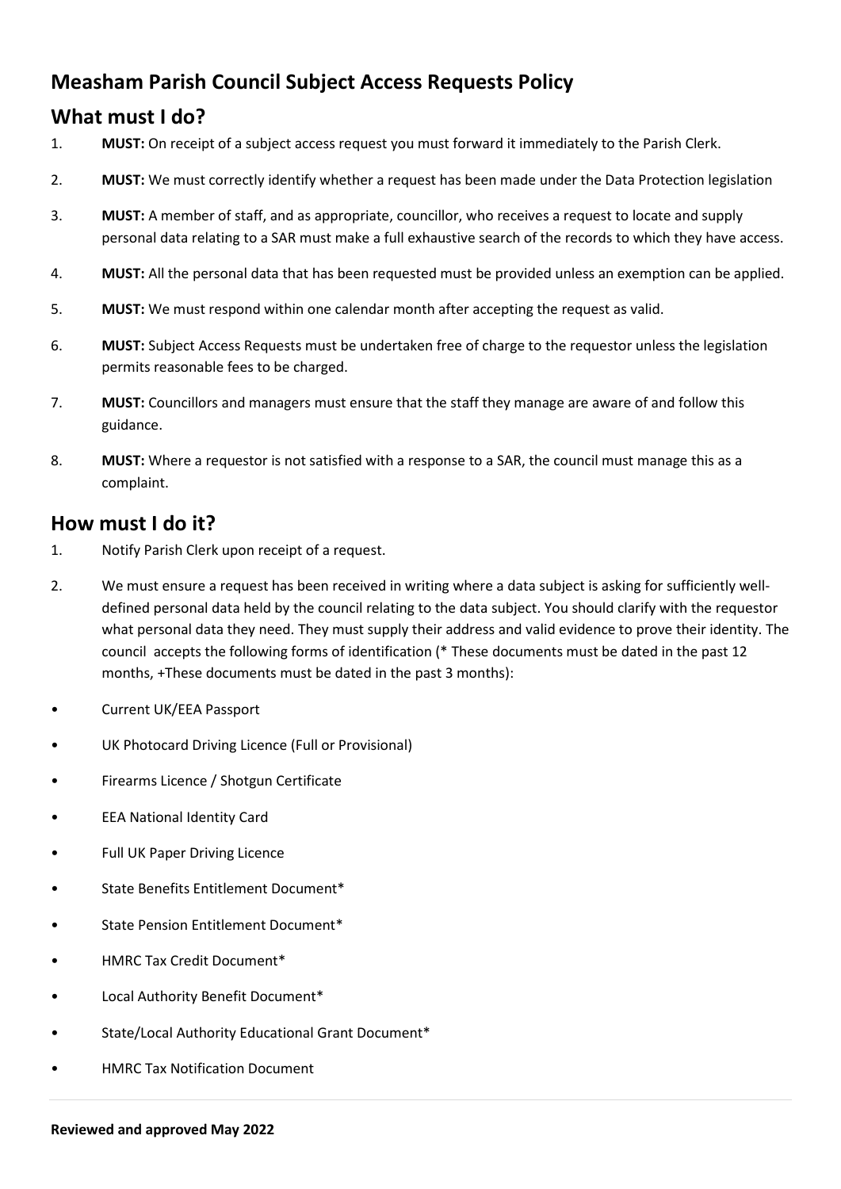# Measham Parish Council Subject Access Requests Policy

## What must I do?

1. **MUST:** On receipt of a subject access request you must forward it immediately to the Parish Clerk.
2. **MUST:** We must correctly identify whether a request has been made under the Data Protection legislation
3. **MUST:** A member of staff, and as appropriate, councillor, who receives a request to locate and supply personal data relating to a SAR must make a full exhaustive search of the records to which they have access.
4. **MUST:** All the personal data that has been requested must be provided unless an exemption can be applied.
5. **MUST:** We must respond within one calendar month after accepting the request as valid.
6. **MUST:** Subject Access Requests must be undertaken free of charge to the requestor unless the legislation permits reasonable fees to be charged.
7. **MUST:** Councillors and managers must ensure that the staff they manage are aware of and follow this guidance.
8. **MUST:** Where a requestor is not satisfied with a response to a SAR, the council must manage this as a complaint.

## How must I do it?

1. Notify Parish Clerk upon receipt of a request.
2. We must ensure a request has been received in writing where a data subject is asking for sufficiently well-defined personal data held by the council relating to the data subject. You should clarify with the requestor what personal data they need. They must supply their address and valid evidence to prove their identity. The council accepts the following forms of identification (* These documents must be dated in the past 12 months, +These documents must be dated in the past 3 months):

- Current UK/EEA Passport
- UK Photocard Driving Licence (Full or Provisional)
- Firearms Licence / Shotgun Certificate
- EEA National Identity Card
- Full UK Paper Driving Licence
- State Benefits Entitlement Document*
- State Pension Entitlement Document*
- HMRC Tax Credit Document*
- Local Authority Benefit Document*
- State/Local Authority Educational Grant Document*
- HMRC Tax Notification Document

**Reviewed and approved May 2022**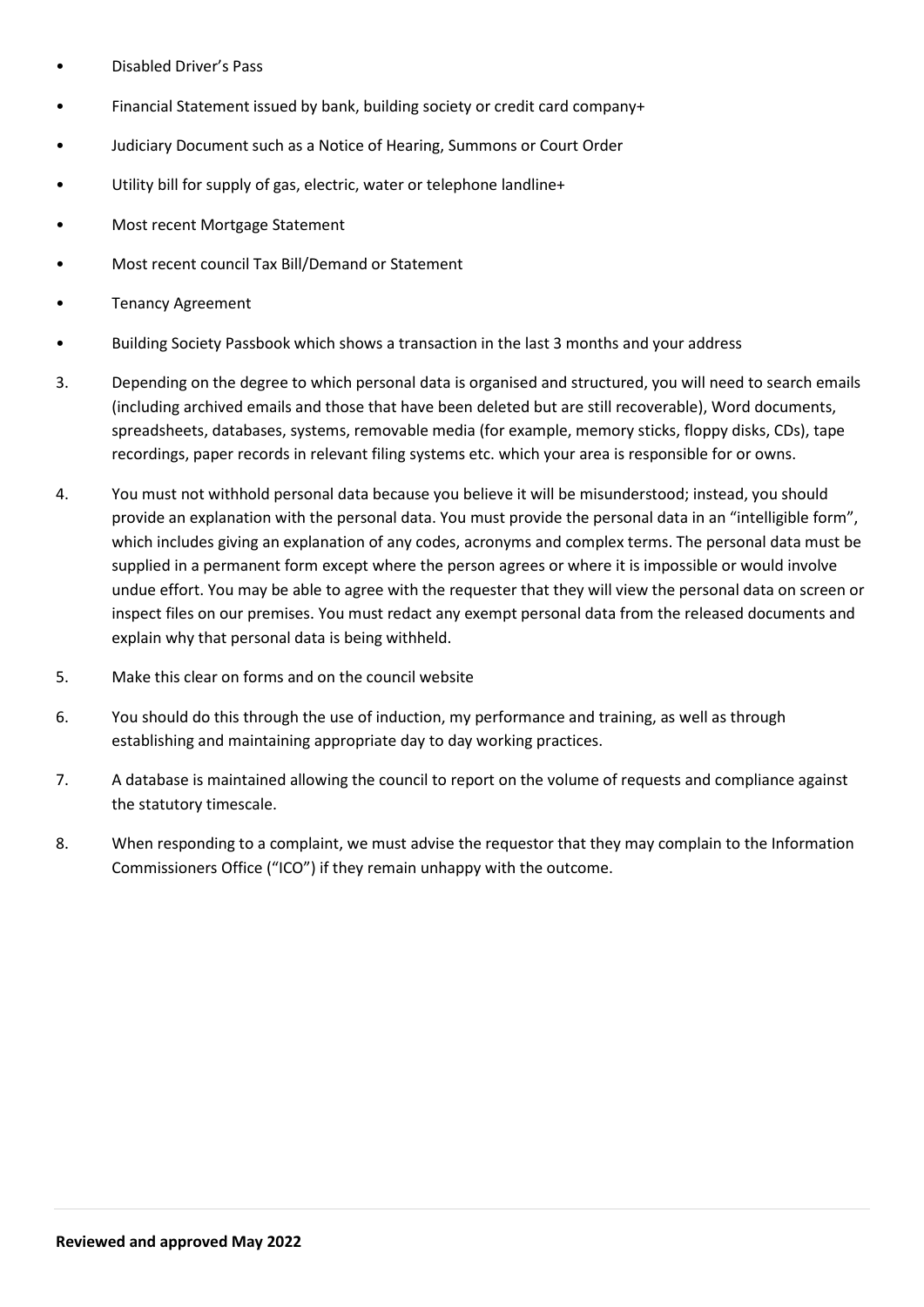- Disabled Driver's Pass
- Financial Statement issued by bank, building society or credit card company+
- Judiciary Document such as a Notice of Hearing, Summons or Court Order
- Utility bill for supply of gas, electric, water or telephone landline+
- Most recent Mortgage Statement
- Most recent council Tax Bill/Demand or Statement
- Tenancy Agreement
- Building Society Passbook which shows a transaction in the last 3 months and your address

3. Depending on the degree to which personal data is organised and structured, you will need to search emails (including archived emails and those that have been deleted but are still recoverable), Word documents, spreadsheets, databases, systems, removable media (for example, memory sticks, floppy disks, CDs), tape recordings, paper records in relevant filing systems etc. which your area is responsible for or owns.

4. You must not withhold personal data because you believe it will be misunderstood; instead, you should provide an explanation with the personal data. You must provide the personal data in an "intelligible form", which includes giving an explanation of any codes, acronyms and complex terms. The personal data must be supplied in a permanent form except where the person agrees or where it is impossible or would involve undue effort. You may be able to agree with the requester that they will view the personal data on screen or inspect files on our premises. You must redact any exempt personal data from the released documents and explain why that personal data is being withheld.

5. Make this clear on forms and on the council website

6. You should do this through the use of induction, my performance and training, as well as through establishing and maintaining appropriate day to day working practices.

7. A database is maintained allowing the council to report on the volume of requests and compliance against the statutory timescale.

8. When responding to a complaint, we must advise the requestor that they may complain to the Information Commissioners Office ("ICO") if they remain unhappy with the outcome.

**Reviewed and approved May 2022**